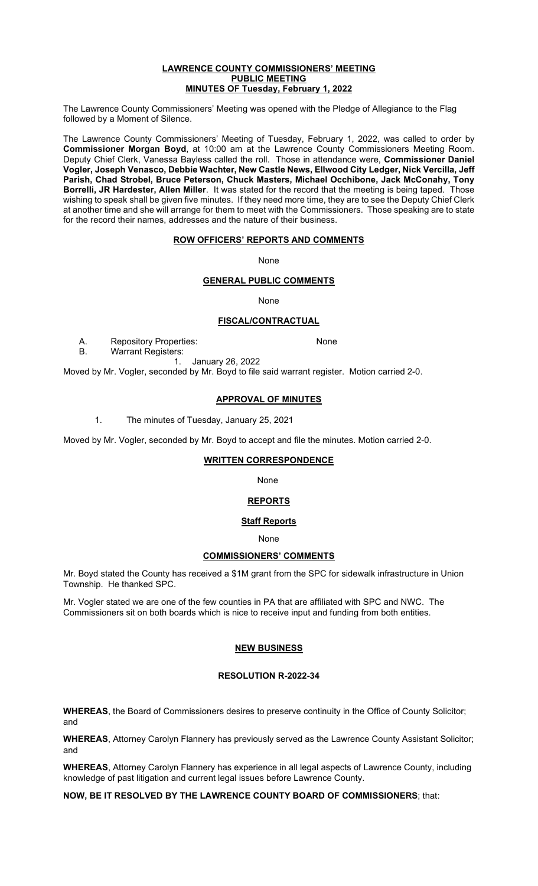# LAWRENCE COUNTY COMMISSIONERS' MEETING
## PUBLIC MEETING
## MINUTES OF Tuesday, February 1, 2022

The Lawrence County Commissioners' Meeting was opened with the Pledge of Allegiance to the Flag followed by a Moment of Silence.

The Lawrence County Commissioners' Meeting of Tuesday, February 1, 2022, was called to order by **Commissioner Morgan Boyd**, at 10:00 am at the Lawrence County Commissioners Meeting Room. Deputy Chief Clerk, Vanessa Bayless called the roll. Those in attendance were, **Commissioner Daniel Vogler, Joseph Venasco, Debbie Wachter, New Castle News, Ellwood City Ledger, Nick Vercilla, Jeff Parish, Chad Strobel, Bruce Peterson, Chuck Masters, Michael Occhibone, Jack McConahy, Tony Borrelli, JR Hardester, Allen Miller**. It was stated for the record that the meeting is being taped. Those wishing to speak shall be given five minutes. If they need more time, they are to see the Deputy Chief Clerk at another time and she will arrange for them to meet with the Commissioners. Those speaking are to state for the record their names, addresses and the nature of their business.

### ROW OFFICERS' REPORTS AND COMMENTS

None

### GENERAL PUBLIC COMMENTS

None

### FISCAL/CONTRACTUAL

A. Repository Properties: None

B. Warrant Registers:

1. January 26, 2022

Moved by Mr. Vogler, seconded by Mr. Boyd to file said warrant register. Motion carried 2-0.

### APPROVAL OF MINUTES

1. The minutes of Tuesday, January 25, 2021

Moved by Mr. Vogler, seconded by Mr. Boyd to accept and file the minutes. Motion carried 2-0.

### WRITTEN CORRESPONDENCE

None

### REPORTS

#### Staff Reports

None

### COMMISSIONERS' COMMENTS

Mr. Boyd stated the County has received a $1M grant from the SPC for sidewalk infrastructure in Union Township. He thanked SPC.

Mr. Vogler stated we are one of the few counties in PA that are affiliated with SPC and NWC. The Commissioners sit on both boards which is nice to receive input and funding from both entities.

### NEW BUSINESS

#### RESOLUTION R-2022-34

**WHEREAS**, the Board of Commissioners desires to preserve continuity in the Office of County Solicitor; and

**WHEREAS**, Attorney Carolyn Flannery has previously served as the Lawrence County Assistant Solicitor; and

**WHEREAS**, Attorney Carolyn Flannery has experience in all legal aspects of Lawrence County, including knowledge of past litigation and current legal issues before Lawrence County.

**NOW, BE IT RESOLVED BY THE LAWRENCE COUNTY BOARD OF COMMISSIONERS**; that: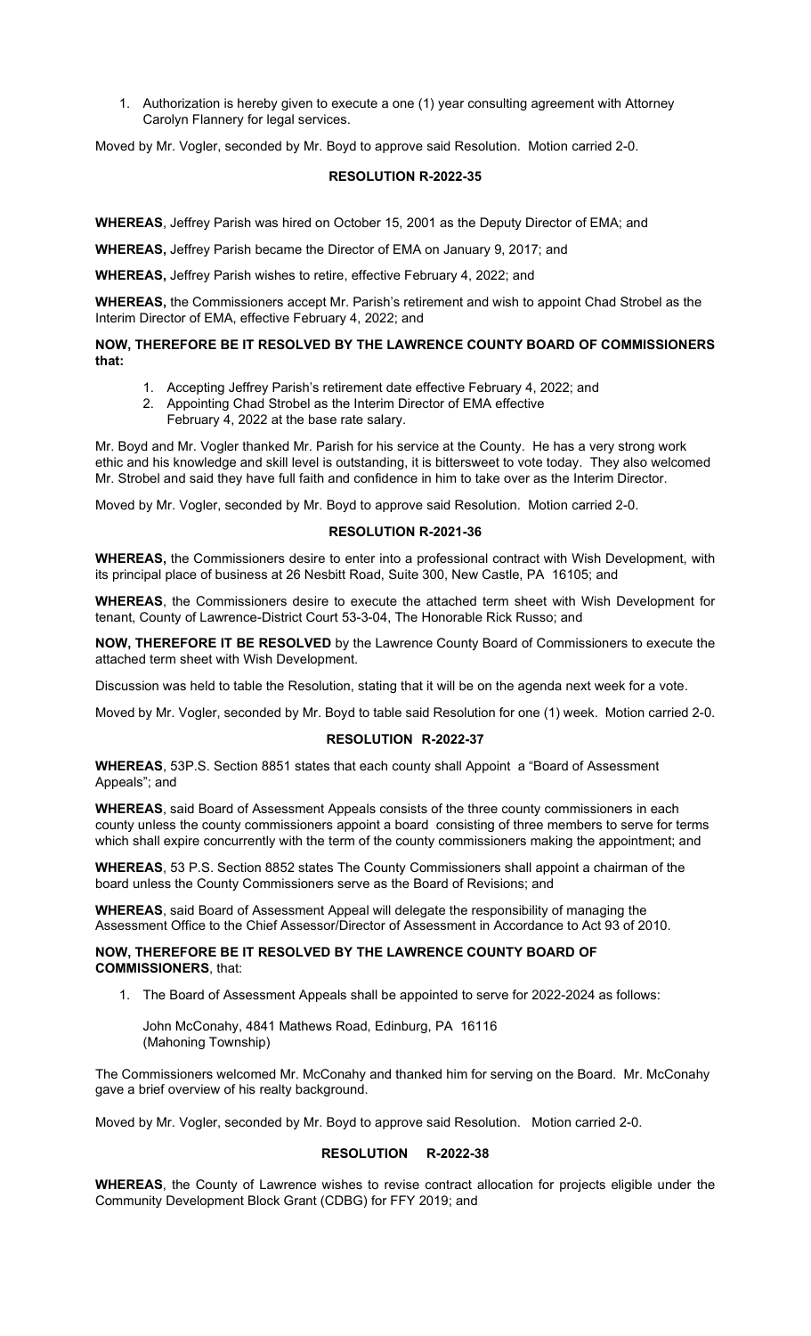1. Authorization is hereby given to execute a one (1) year consulting agreement with Attorney Carolyn Flannery for legal services.

Moved by Mr. Vogler, seconded by Mr. Boyd to approve said Resolution. Motion carried 2-0.

**RESOLUTION R-2022-35**

**WHEREAS**, Jeffrey Parish was hired on October 15, 2001 as the Deputy Director of EMA; and

**WHEREAS,** Jeffrey Parish became the Director of EMA on January 9, 2017; and

**WHEREAS,** Jeffrey Parish wishes to retire, effective February 4, 2022; and

**WHEREAS,** the Commissioners accept Mr. Parish's retirement and wish to appoint Chad Strobel as the Interim Director of EMA, effective February 4, 2022; and

**NOW, THEREFORE BE IT RESOLVED BY THE LAWRENCE COUNTY BOARD OF COMMISSIONERS that:**

1. Accepting Jeffrey Parish's retirement date effective February 4, 2022; and
2. Appointing Chad Strobel as the Interim Director of EMA effective February 4, 2022 at the base rate salary.

Mr. Boyd and Mr. Vogler thanked Mr. Parish for his service at the County. He has a very strong work ethic and his knowledge and skill level is outstanding, it is bittersweet to vote today. They also welcomed Mr. Strobel and said they have full faith and confidence in him to take over as the Interim Director.

Moved by Mr. Vogler, seconded by Mr. Boyd to approve said Resolution. Motion carried 2-0.

**RESOLUTION R-2021-36**

**WHEREAS,** the Commissioners desire to enter into a professional contract with Wish Development, with its principal place of business at 26 Nesbitt Road, Suite 300, New Castle, PA 16105; and

**WHEREAS**, the Commissioners desire to execute the attached term sheet with Wish Development for tenant, County of Lawrence-District Court 53-3-04, The Honorable Rick Russo; and

**NOW, THEREFORE IT BE RESOLVED** by the Lawrence County Board of Commissioners to execute the attached term sheet with Wish Development.

Discussion was held to table the Resolution, stating that it will be on the agenda next week for a vote.

Moved by Mr. Vogler, seconded by Mr. Boyd to table said Resolution for one (1) week. Motion carried 2-0.

**RESOLUTION R-2022-37**

**WHEREAS**, 53P.S. Section 8851 states that each county shall Appoint a "Board of Assessment Appeals"; and

**WHEREAS**, said Board of Assessment Appeals consists of the three county commissioners in each county unless the county commissioners appoint a board consisting of three members to serve for terms which shall expire concurrently with the term of the county commissioners making the appointment; and

**WHEREAS**, 53 P.S. Section 8852 states The County Commissioners shall appoint a chairman of the board unless the County Commissioners serve as the Board of Revisions; and

**WHEREAS**, said Board of Assessment Appeal will delegate the responsibility of managing the Assessment Office to the Chief Assessor/Director of Assessment in Accordance to Act 93 of 2010.

**NOW, THEREFORE BE IT RESOLVED BY THE LAWRENCE COUNTY BOARD OF COMMISSIONERS**, that:

1. The Board of Assessment Appeals shall be appointed to serve for 2022-2024 as follows:

   John McConahy, 4841 Mathews Road, Edinburg, PA 16116
   (Mahoning Township)

The Commissioners welcomed Mr. McConahy and thanked him for serving on the Board. Mr. McConahy gave a brief overview of his realty background.

Moved by Mr. Vogler, seconded by Mr. Boyd to approve said Resolution. Motion carried 2-0.

**RESOLUTION R-2022-38**

**WHEREAS**, the County of Lawrence wishes to revise contract allocation for projects eligible under the Community Development Block Grant (CDBG) for FFY 2019; and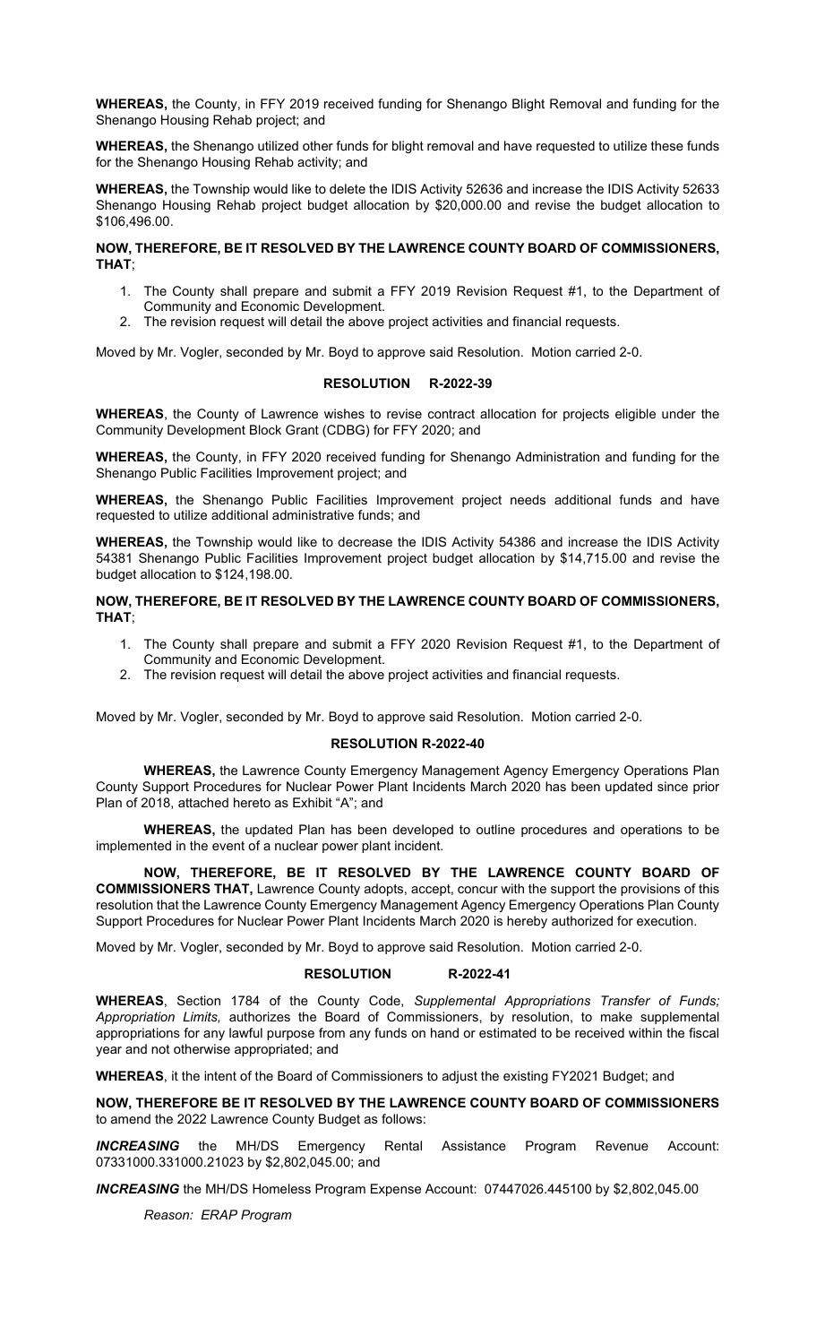**WHEREAS,** the County, in FFY 2019 received funding for Shenango Blight Removal and funding for the Shenango Housing Rehab project; and

**WHEREAS,** the Shenango utilized other funds for blight removal and have requested to utilize these funds for the Shenango Housing Rehab activity; and

**WHEREAS,** the Township would like to delete the IDIS Activity 52636 and increase the IDIS Activity 52633 Shenango Housing Rehab project budget allocation by $20,000.00 and revise the budget allocation to $106,496.00.

**NOW, THEREFORE, BE IT RESOLVED BY THE LAWRENCE COUNTY BOARD OF COMMISSIONERS, THAT**;

1. The County shall prepare and submit a FFY 2019 Revision Request #1, to the Department of Community and Economic Development.
2. The revision request will detail the above project activities and financial requests.

Moved by Mr. Vogler, seconded by Mr. Boyd to approve said Resolution. Motion carried 2-0.

**RESOLUTION R-2022-39**

**WHEREAS**, the County of Lawrence wishes to revise contract allocation for projects eligible under the Community Development Block Grant (CDBG) for FFY 2020; and

**WHEREAS,** the County, in FFY 2020 received funding for Shenango Administration and funding for the Shenango Public Facilities Improvement project; and

**WHEREAS,** the Shenango Public Facilities Improvement project needs additional funds and have requested to utilize additional administrative funds; and

**WHEREAS,** the Township would like to decrease the IDIS Activity 54386 and increase the IDIS Activity 54381 Shenango Public Facilities Improvement project budget allocation by $14,715.00 and revise the budget allocation to $124,198.00.

**NOW, THEREFORE, BE IT RESOLVED BY THE LAWRENCE COUNTY BOARD OF COMMISSIONERS, THAT**;

1. The County shall prepare and submit a FFY 2020 Revision Request #1, to the Department of Community and Economic Development.
2. The revision request will detail the above project activities and financial requests.

Moved by Mr. Vogler, seconded by Mr. Boyd to approve said Resolution. Motion carried 2-0.

**RESOLUTION R-2022-40**

**WHEREAS,** the Lawrence County Emergency Management Agency Emergency Operations Plan County Support Procedures for Nuclear Power Plant Incidents March 2020 has been updated since prior Plan of 2018, attached hereto as Exhibit "A"; and

**WHEREAS,** the updated Plan has been developed to outline procedures and operations to be implemented in the event of a nuclear power plant incident.

**NOW, THEREFORE, BE IT RESOLVED BY THE LAWRENCE COUNTY BOARD OF COMMISSIONERS THAT,** Lawrence County adopts, accept, concur with the support the provisions of this resolution that the Lawrence County Emergency Management Agency Emergency Operations Plan County Support Procedures for Nuclear Power Plant Incidents March 2020 is hereby authorized for execution.

Moved by Mr. Vogler, seconded by Mr. Boyd to approve said Resolution. Motion carried 2-0.

**RESOLUTION R-2022-41**

**WHEREAS**, Section 1784 of the County Code, *Supplemental Appropriations Transfer of Funds; Appropriation Limits,* authorizes the Board of Commissioners, by resolution, to make supplemental appropriations for any lawful purpose from any funds on hand or estimated to be received within the fiscal year and not otherwise appropriated; and

**WHEREAS**, it the intent of the Board of Commissioners to adjust the existing FY2021 Budget; and

**NOW, THEREFORE BE IT RESOLVED BY THE LAWRENCE COUNTY BOARD OF COMMISSIONERS** to amend the 2022 Lawrence County Budget as follows:

***INCREASING*** the MH/DS Emergency Rental Assistance Program Revenue Account: 07331000.331000.21023 by $2,802,045.00; and

***INCREASING*** the MH/DS Homeless Program Expense Account: 07447026.445100 by $2,802,045.00

*Reason: ERAP Program*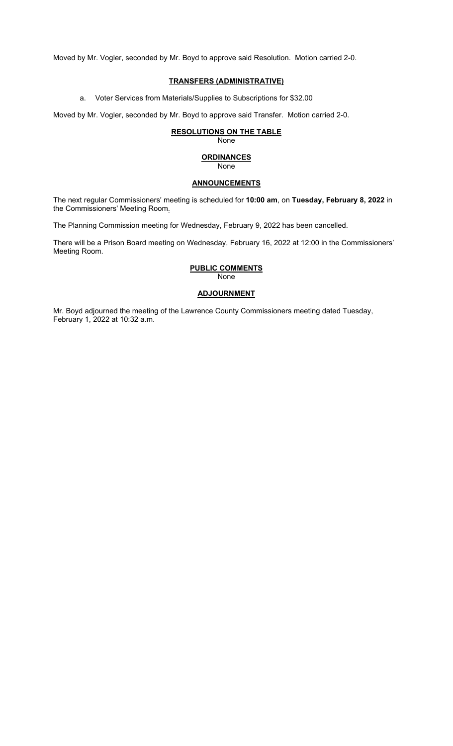Moved by Mr. Vogler, seconded by Mr. Boyd to approve said Resolution. Motion carried 2-0.

## TRANSFERS (ADMINISTRATIVE)

a. Voter Services from Materials/Supplies to Subscriptions for $32.00

Moved by Mr. Vogler, seconded by Mr. Boyd to approve said Transfer. Motion carried 2-0.

## RESOLUTIONS ON THE TABLE

None

## ORDINANCES

None

## ANNOUNCEMENTS

The next regular Commissioners' meeting is scheduled for **10:00 am**, on **Tuesday, February 8, 2022** in the Commissioners' Meeting Room.

The Planning Commission meeting for Wednesday, February 9, 2022 has been cancelled.

There will be a Prison Board meeting on Wednesday, February 16, 2022 at 12:00 in the Commissioners' Meeting Room.

## PUBLIC COMMENTS

None

## ADJOURNMENT

Mr. Boyd adjourned the meeting of the Lawrence County Commissioners meeting dated Tuesday, February 1, 2022 at 10:32 a.m.